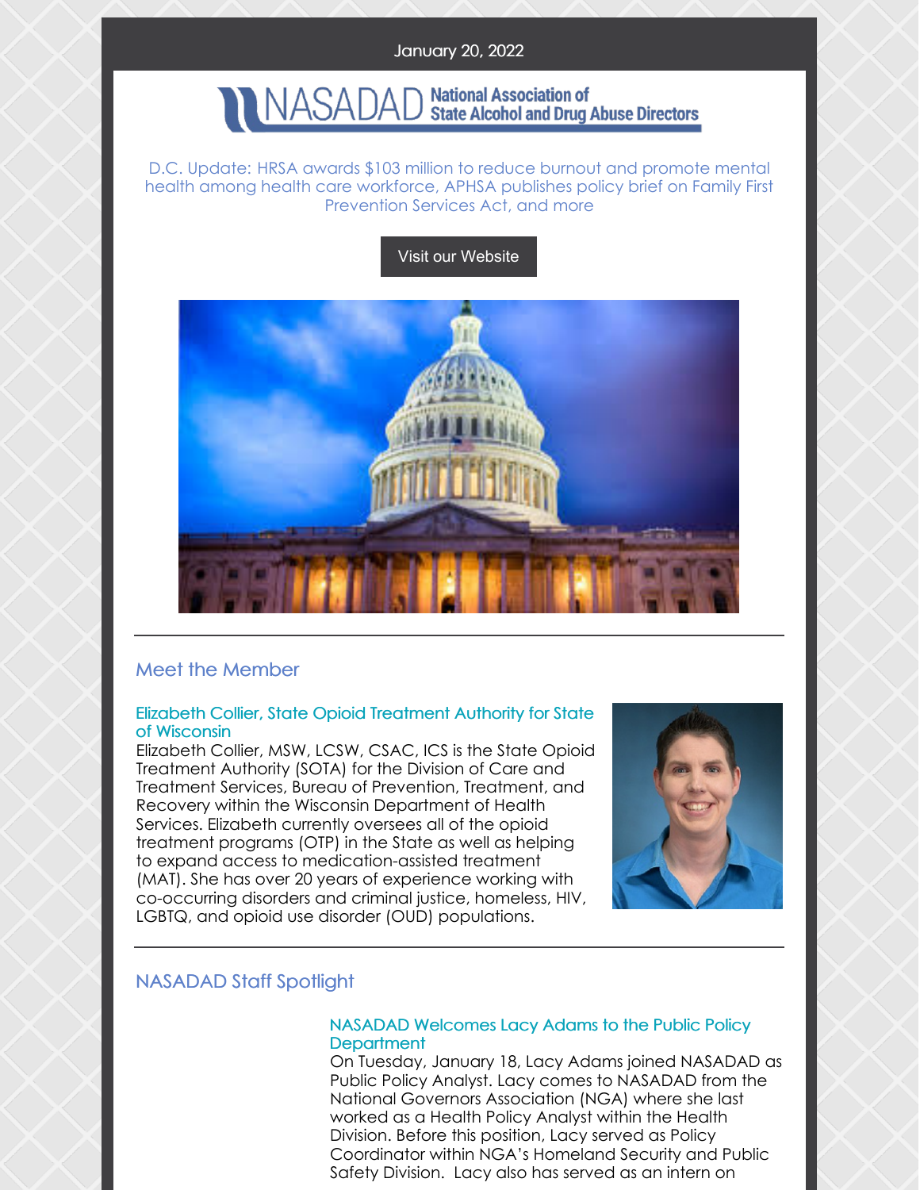January 20, 2022

NASADAD National Association of State Alcohol and Drug Abuse Directors

D.C. Update: HRSA awards $103 million to reduce burnout and promote mental health among health care workforce, APHSA publishes policy brief on Family First Prevention Services Act, and more

Visit our Website

## Meet the Member

### Elizabeth Collier, State Opioid Treatment Authority for State of Wisconsin

Elizabeth Collier, MSW, LCSW, CSAC, ICS is the State Opioid Treatment Authority (SOTA) for the Division of Care and Treatment Services, Bureau of Prevention, Treatment, and Recovery within the Wisconsin Department of Health Services. Elizabeth currently oversees all of the opioid treatment programs (OTP) in the State as well as helping to expand access to medication-assisted treatment (MAT). She has over 20 years of experience working with co-occurring disorders and criminal justice, homeless, HIV, LGBTQ, and opioid use disorder (OUD) populations.

## NASADAD Staff Spotlight

### NASADAD Welcomes Lacy Adams to the Public Policy Department

On Tuesday, January 18, Lacy Adams joined NASADAD as Public Policy Analyst. Lacy comes to NASADAD from the National Governors Association (NGA) where she last worked as a Health Policy Analyst within the Health Division. Before this position, Lacy served as Policy Coordinator within NGA's Homeland Security and Public Safety Division. Lacy also has served as an intern on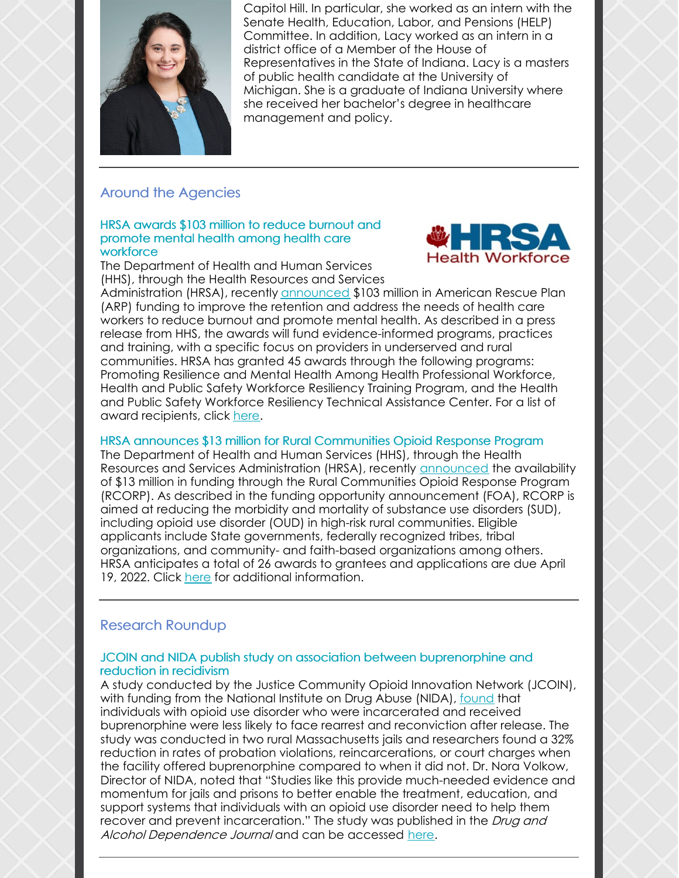Capitol Hill. In particular, she worked as an intern with the Senate Health, Education, Labor, and Pensions (HELP) Committee. In addition, Lacy worked as an intern in a district office of a Member of the House of Representatives in the State of Indiana. Lacy is a masters of public health candidate at the University of Michigan. She is a graduate of Indiana University where she received her bachelor's degree in healthcare management and policy.

## Around the Agencies

### HRSA awards $103 million to reduce burnout and promote mental health among health care workforce

The Department of Health and Human Services (HHS), through the Health Resources and Services Administration (HRSA), recently announced $103 million in American Rescue Plan (ARP) funding to improve the retention and address the needs of health care workers to reduce burnout and promote mental health. As described in a press release from HHS, the awards will fund evidence-informed programs, practices and training, with a specific focus on providers in underserved and rural communities. HRSA has granted 45 awards through the following programs: Promoting Resilience and Mental Health Among Health Professional Workforce, Health and Public Safety Workforce Resiliency Training Program, and the Health and Public Safety Workforce Resiliency Technical Assistance Center. For a list of award recipients, click here.

### HRSA announces $13 million for Rural Communities Opioid Response Program

The Department of Health and Human Services (HHS), through the Health Resources and Services Administration (HRSA), recently announced the availability of $13 million in funding through the Rural Communities Opioid Response Program (RCORP). As described in the funding opportunity announcement (FOA), RCORP is aimed at reducing the morbidity and mortality of substance use disorders (SUD), including opioid use disorder (OUD) in high-risk rural communities. Eligible applicants include State governments, federally recognized tribes, tribal organizations, and community- and faith-based organizations among others. HRSA anticipates a total of 26 awards to grantees and applications are due April 19, 2022. Click here for additional information.

## Research Roundup

### JCOIN and NIDA publish study on association between buprenorphine and reduction in recidivism

A study conducted by the Justice Community Opioid Innovation Network (JCOIN), with funding from the National Institute on Drug Abuse (NIDA), found that individuals with opioid use disorder who were incarcerated and received buprenorphine were less likely to face rearrest and reconviction after release. The study was conducted in two rural Massachusetts jails and researchers found a 32% reduction in rates of probation violations, reincarcerations, or court charges when the facility offered buprenorphine compared to when it did not. Dr. Nora Volkow, Director of NIDA, noted that "Studies like this provide much-needed evidence and momentum for jails and prisons to better enable the treatment, education, and support systems that individuals with an opioid use disorder need to help them recover and prevent incarceration." The study was published in the *Drug and Alcohol Dependence Journal* and can be accessed here.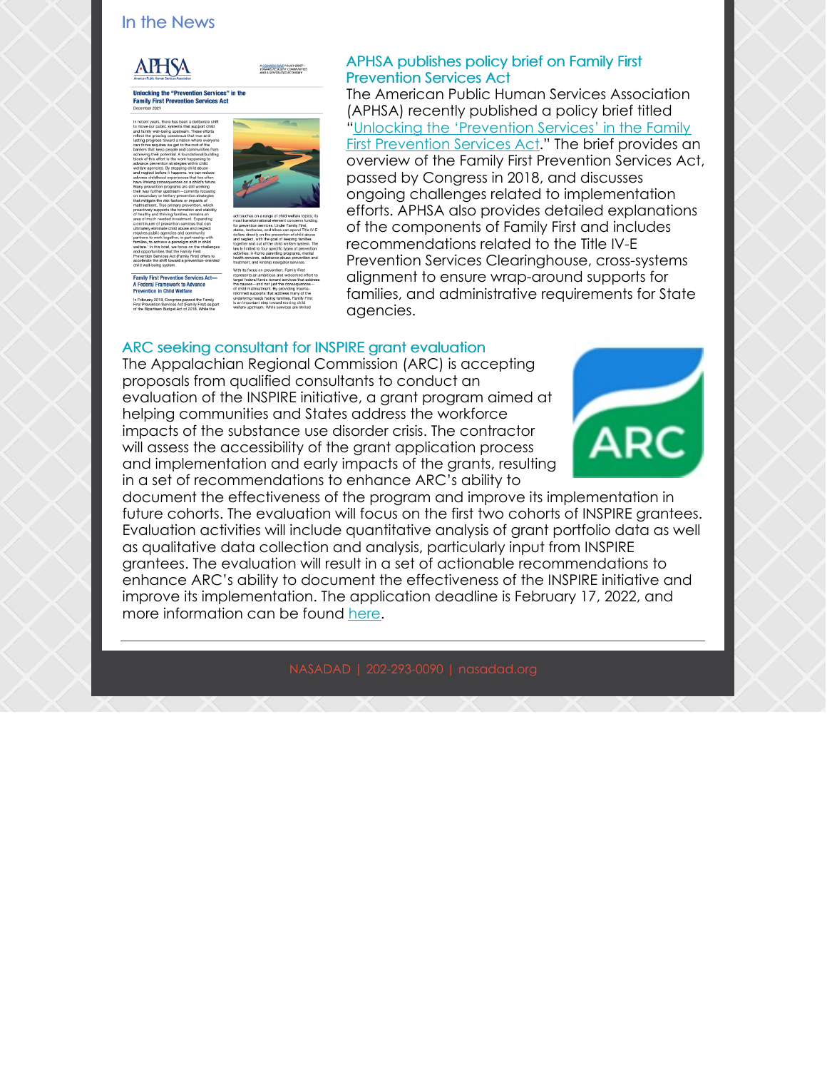## In the News

### APHSA publishes policy brief on Family First Prevention Services Act

The American Public Human Services Association (APHSA) recently published a policy brief titled "Unlocking the 'Prevention Services' in the Family First Prevention Services Act." The brief provides an overview of the Family First Prevention Services Act, passed by Congress in 2018, and discusses ongoing challenges related to implementation efforts. APHSA also provides detailed explanations of the components of Family First and includes recommendations related to the Title IV-E Prevention Services Clearinghouse, cross-systems alignment to ensure wrap-around supports for families, and administrative requirements for State agencies.

### ARC seeking consultant for INSPIRE grant evaluation

The Appalachian Regional Commission (ARC) is accepting proposals from qualified consultants to conduct an evaluation of the INSPIRE initiative, a grant program aimed at helping communities and States address the workforce impacts of the substance use disorder crisis. The contractor will assess the accessibility of the grant application process and implementation and early impacts of the grants, resulting in a set of recommendations to enhance ARC's ability to document the effectiveness of the program and improve its implementation in future cohorts. The evaluation will focus on the first two cohorts of INSPIRE grantees. Evaluation activities will include quantitative analysis of grant portfolio data as well as qualitative data collection and analysis, particularly input from INSPIRE grantees. The evaluation will result in a set of actionable recommendations to enhance ARC's ability to document the effectiveness of the INSPIRE initiative and improve its implementation. The application deadline is February 17, 2022, and more information can be found here.

---

NASADAD | 202-293-0090 | nasadad.org